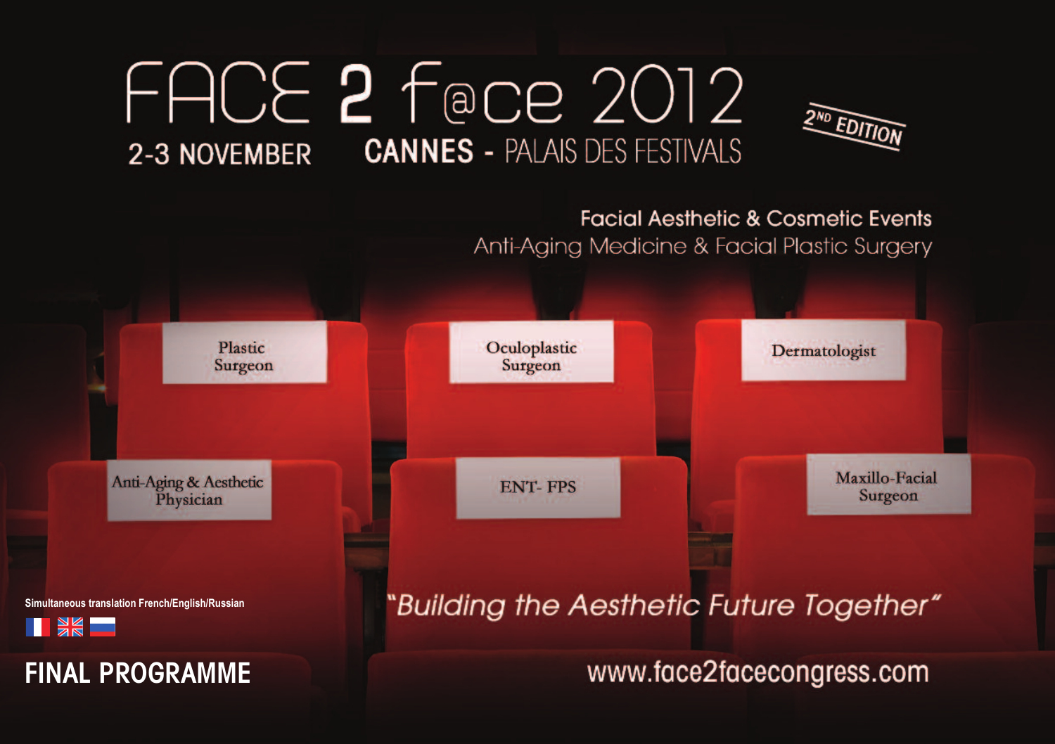# FACE 2 F@CE 2012

**2-3 NOVEMBER** **CANNES** - PALAIS DES FESTIVALS

2ND EDITION

Facial Aesthetic & Cosmetic Events
Anti-Aging Medicine & Facial Plastic Surgery

Plastic Surgeon

Oculoplastic Surgeon

Dermatologist

Anti-Aging & Aesthetic Physician

ENT- FPS

Maxillo-Facial Surgeon

**Simultaneous translation French/English/Russian**

*"Building the Aesthetic Future Together"*

## FINAL PROGRAMME

www.face2facecongress.com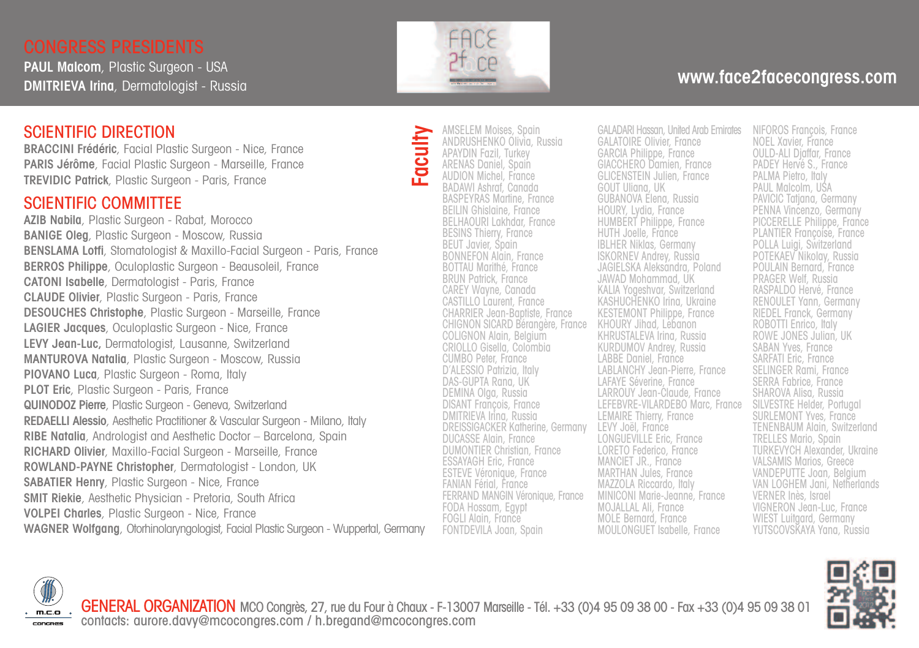## CONGRESS PRESIDENTS

**PAUL Malcom**, Plastic Surgeon - USA
**DMITRIEVA Irina**, Dermatologist - Russia

www.face2facecongress.com

## SCIENTIFIC DIRECTION

**BRACCINI Frédéric**, Facial Plastic Surgeon - Nice, France
**PARIS Jérôme**, Facial Plastic Surgeon - Marseille, France
**TREVIDIC Patrick**, Plastic Surgeon - Paris, France

## SCIENTIFIC COMMITTEE

**AZIB Nabila**, Plastic Surgeon - Rabat, Morocco
**BANIGE Oleg**, Plastic Surgeon - Moscow, Russia
**BENSLAMA Lotfi**, Stomatologist & Maxillo-Facial Surgeon - Paris, France
**BERROS Philippe**, Oculoplastic Surgeon - Beausoleil, France
**CATONI Isabelle**, Dermatologist - Paris, France
**CLAUDE Olivier**, Plastic Surgeon - Paris, France
**DESOUCHES Christophe**, Plastic Surgeon - Marseille, France
**LAGIER Jacques**, Oculoplastic Surgeon - Nice, France
**LEVY Jean-Luc**, Dermatologist, Lausanne, Switzerland
**MANTUROVA Natalia**, Plastic Surgeon - Moscow, Russia
**PIOVANO Luca**, Plastic Surgeon - Roma, Italy
**PLOT Eric**, Plastic Surgeon - Paris, France
**QUINODOZ Pierre**, Plastic Surgeon - Geneva, Switzerland
**REDAELLI Alessio**, Aesthetic Practitioner & Vascular Surgeon - Milano, Italy
**RIBE Natalia**, Andrologist and Aesthetic Doctor – Barcelona, Spain
**RICHARD Olivier**, Maxillo-Facial Surgeon - Marseille, France
**ROWLAND-PAYNE Christopher**, Dermatologist - London, UK
**SABATIER Henry**, Plastic Surgeon - Nice, France
**SMIT Riekie**, Aesthetic Physician - Pretoria, South Africa
**VOLPEI Charles**, Plastic Surgeon - Nice, France
**WAGNER Wolfgang**, Otorhinolaryngologist, Facial Plastic Surgeon - Wuppertal, Germany

## Faculty

AMSELEM Moises, Spain
ANDRUSHENKO Olivia, Russia
APAYDIN Fazil, Turkey
ARENAS Daniel, Spain
AUDION Michel, France
BADAWI Ashraf, Canada
BASPEYRAS Martine, France
BEILIN Ghislaine, France
BELHAOURI Lakhdar, France
BESINS Thierry, France
BEUT Javier, Spain
BONNEFON Alain, France
BOTTAU Marithé, France
BRUN Patrick, France
CAREY Wayne, Canada
CASTILLO Laurent, France
CHARRIER Jean-Baptiste, France
CHIGNON SICARD Bérangère, France
COLIGNON Alain, Belgium
CRIOLLO Gisella, Colombia
CUMBO Peter, France
D'ALESSIO Patrizia, Italy
DAS-GUPTA Rana, UK
DEMINA Olga, Russia
DISANT François, France
DMITRIEVA Irina, Russia
DREISSIGACKER Katherine, Germany
DUCASSE Alain, France
DUMONTIER Christian, France
ESSAYAGH Eric, France
ESTEVE Véronique, France
FANIAN Férial, France
FERRAND MANGIN Véronique, France
FODA Hossam, Egypt
FOGLI Alain, France
FONTDEVILA Joan, Spain
GALADARI Hassan, United Arab Emirates
GALATOIRE Olivier, France
GARCIA Philippe, France
GIACCHERO Damien, France
GLICENSTEIN Julien, France
GOUT Uliana, UK
GUBANOVA Elena, Russia
HOURY, Lydia, France
HUMBERT Philippe, France
HUTH Joelle, France
IBLHER Niklas, Germany
ISKORNEV Andrey, Russia
JAGIELSKA Aleksandra, Poland
JAWAD Mohammad, UK
KALIA Yogeshvar, Switzerland
KASHUCHENKO Irina, Ukraine
KESTEMONT Philippe, France
KHOURY Jihad, Lebanon
KHRUSTALEVA Irina, Russia
KURDUMOV Andrey, Russia
LABBE Daniel, France
LABLANCHY Jean-Pierre, France
LAFAYE Séverine, France
LARROUY Jean-Claude, France
LEFEBVRE-VILARDEBO Marc, France
LEMAIRE Thierry, France
LEVY Joël, France
LONGUEVILLE Eric, France
LORETO Federico, France
MANCIET JR., France
MARTHAN Jules, France
MAZZOLA Riccardo, Italy
MINICONI Marie-Jeanne, France
MOJALLAL Ali, France
MOLE Bernard, France
MOULONGUET Isabelle, France
NIFOROS François, France
NOEL Xavier, France
OULD-ALI Djaffar, France
PADEY Hervé S., France
PALMA Pietro, Italy
PAUL Malcolm, USA
PAVICIC Tatjana, Germany
PENNA Vincenzo, Germany
PICCERELLE Philippe, France
PLANTIER Françoise, France
POLLA Luigi, Switzerland
POTEKAEV Nikolay, Russia
POULAIN Bernard, France
PRAGER Welf, Russia
RASPALDO Hervé, France
RENOULET Yann, Germany
RIEDEL Franck, Germany
ROBOTTI Enrico, Italy
ROWE JONES Julian, UK
SABAN Yves, France
SARFATI Eric, France
SELINGER Rami, France
SERRA Fabrice, France
SHAROVA Alisa, Russia
SILVESTRE Helder, Portugal
SURLEMONT Yves, France
TENENBAUM Alain, Switzerland
TRELLES Mario, Spain
TURKEVYCH Alexander, Ukraine
VALSAMIS Marios, Greece
VANDEPUTTE Joan, Belgium
VAN LOGHEM Jani, Netherlands
VERNER Inès, Israel
VIGNERON Jean-Luc, France
WIEST Luitgard, Germany
YUTSCOVSKAYA Yana, Russia

**GENERAL ORGANIZATION** MCO Congrès, 27, rue du Four à Chaux - F-13007 Marseille - Tél. +33 (0)4 95 09 38 00 - Fax +33 (0)4 95 09 38 01
contacts: aurore.davy@mcocongres.com / h.bregand@mcocongres.com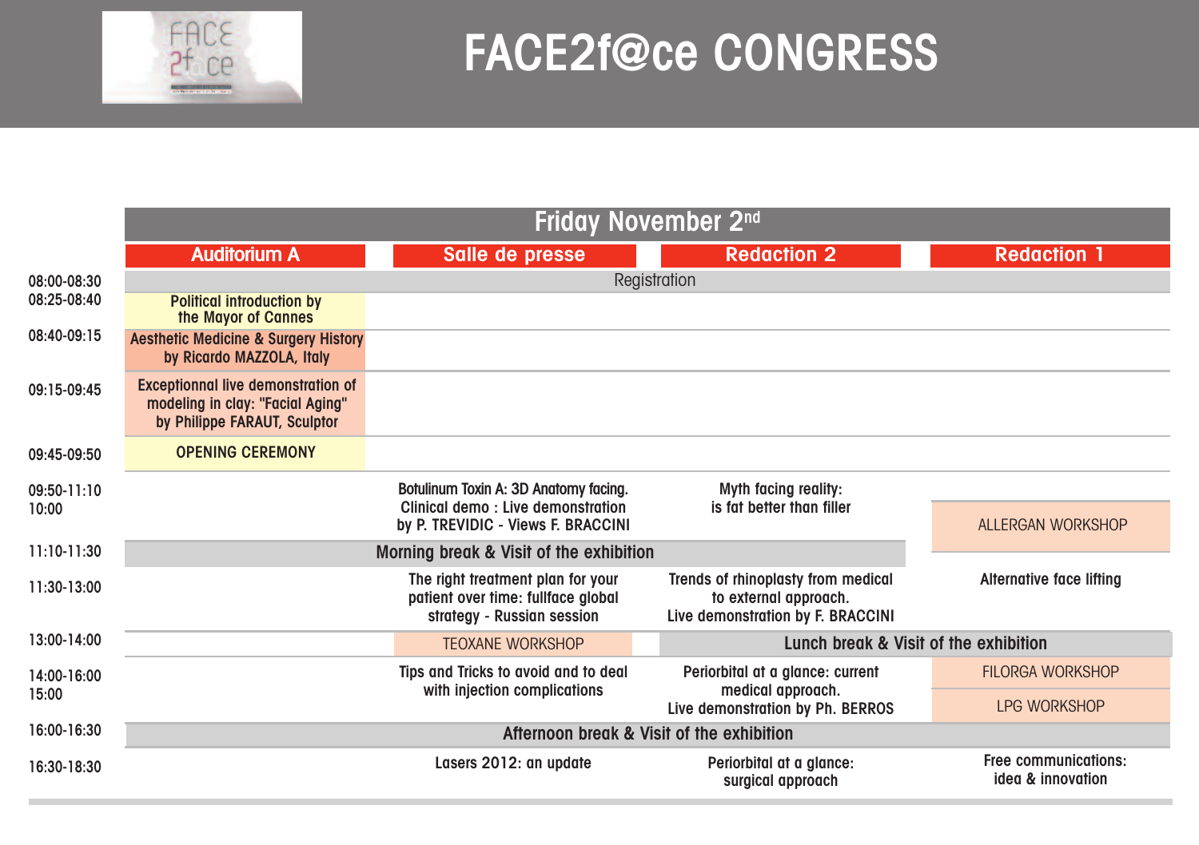# FACE2f@ce CONGRESS

## Friday November 2nd

| Time | Auditorium A | Salle de presse | Redaction 2 | Redaction 1 |
|---|---|---|---|---|
| 08:00-08:30 | Registration | | | |
| 08:25-08:40 | Political introduction by the Mayor of Cannes | | | |
| 08:40-09:15 | Aesthetic Medicine & Surgery History by Ricardo MAZZOLA, Italy | | | |
| 09:15-09:45 | Exceptionnal live demonstration of modeling in clay: "Facial Aging" by Philippe FARAUT, Sculptor | | | |
| 09:45-09:50 | OPENING CEREMONY | | | |
| 09:50-11:10 | | Botulinum Toxin A: 3D Anatomy facing. Clinical demo : Live demonstration by P. TREVIDIC - Views F. BRACCINI | Myth facing reality: is fat better than filler | |
| 10:00 | | | | ALLERGAN WORKSHOP |
| 11:10-11:30 | Morning break & Visit of the exhibition | | | |
| 11:30-13:00 | | The right treatment plan for your patient over time: fullface global strategy - Russian session | Trends of rhinoplasty from medical to external approach. Live demonstration by F. BRACCINI | Alternative face lifting |
| 13:00-14:00 | | TEOXANE WORKSHOP | Lunch break & Visit of the exhibition | |
| 14:00-16:00 | | Tips and Tricks to avoid and to deal with injection complications | Periorbital at a glance: current medical approach. Live demonstration by Ph. BERROS | FILORGA WORKSHOP |
| 15:00 | | | | LPG WORKSHOP |
| 16:00-16:30 | Afternoon break & Visit of the exhibition | | | |
| 16:30-18:30 | | Lasers 2012: an update | Periorbital at a glance: surgical approach | Free communications: idea & innovation |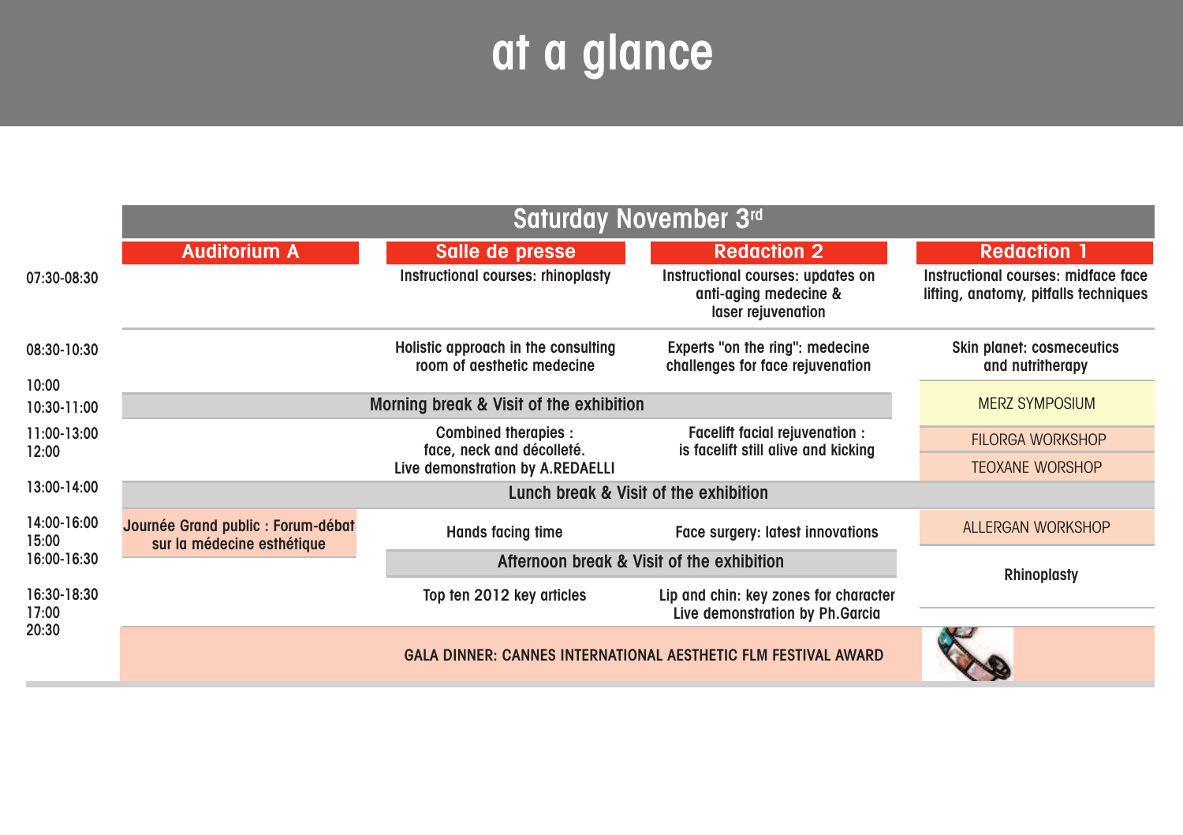# at a glance

| | Saturday November 3rd | | | |
|---|---|---|---|---|
| | **Auditorium A** | **Salle de presse** | **Redaction 2** | **Redaction 1** |
| 07:30-08:30 | | Instructional courses: rhinoplasty | Instructional courses: updates on anti-aging medecine & laser rejuvenation | Instructional courses: midface face lifting, anatomy, pitfalls techniques |
| 08:30-10:30 | | Holistic approach in the consulting room of aesthetic medecine | Experts "on the ring": medecine challenges for face rejuvenation | Skin planet: cosmeceutics and nutritherapy |
| 10:00 | | | | MERZ SYMPOSIUM |
| 10:30-11:00 | Morning break & Visit of the exhibition | | | |
| 11:00-13:00 | | Combined therapies : face, neck and décolleté. Live demonstration by A.REDAELLI | Facelift facial rejuvenation : is facelift still alive and kicking | FILORGA WORKSHOP |
| 12:00 | | | | TEOXANE WORSHOP |
| 13:00-14:00 | Lunch & Visit of the exhibition | | | |
| 14:00-16:00 | Journée Grand public : Forum-débat sur la médecine esthétique | Hands facing time | Face surgery: latest innovations | ALLERGAN WORKSHOP |
| 15:00 | | | | |
| 16:00-16:30 | | Afternoon break & Visit of the exhibition | | Rhinoplasty |
| 16:30-18:30 | | Top ten 2012 key articles | Lip and chin: key zones for character Live demonstration by Ph.Garcia | |
| 17:00 | | | | |
| 20:30 | GALA DINNER: CANNES INTERNATIONAL AESTHETIC FLM FESTIVAL AWARD | | | |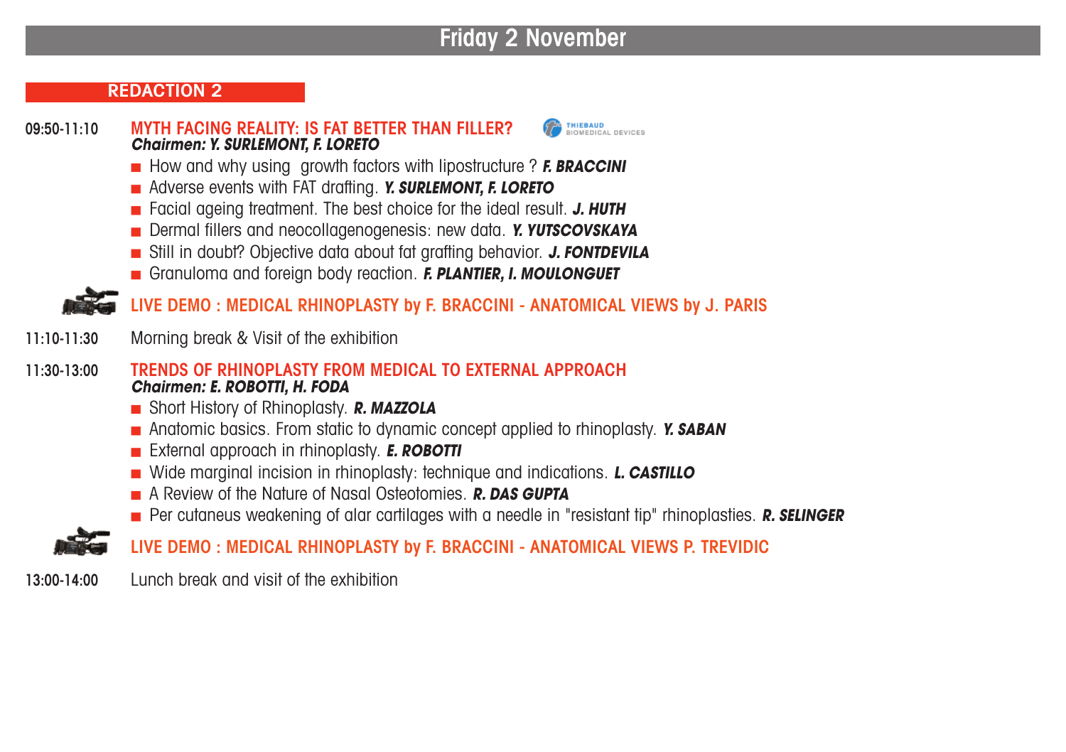# Friday 2 November

## REDACTION 2

**09:50-11:10** **MYTH FACING REALITY: IS FAT BETTER THAN FILLER?**
***Chairmen: Y. SURLEMONT, F. LORETO***

- How and why using growth factors with lipostructure ? ***F. BRACCINI***
- Adverse events with FAT drafting. ***Y. SURLEMONT, F. LORETO***
- Facial ageing treatment. The best choice for the ideal result. ***J. HUTH***
- Dermal fillers and neocollagenogenesis: new data. ***Y. YUTSCOVSKAYA***
- Still in doubt? Objective data about fat grafting behavior. ***J. FONTDEVILA***
- Granuloma and foreign body reaction. ***F. PLANTIER, I. MOULONGUET***

**LIVE DEMO : MEDICAL RHINOPLASTY by F. BRACCINI - ANATOMICAL VIEWS by J. PARIS**

**11:10-11:30** Morning break & Visit of the exhibition

**11:30-13:00** **TRENDS OF RHINOPLASTY FROM MEDICAL TO EXTERNAL APPROACH**
***Chairmen: E. ROBOTTI, H. FODA***

- Short History of Rhinoplasty. ***R. MAZZOLA***
- Anatomic basics. From static to dynamic concept applied to rhinoplasty. ***Y. SABAN***
- External approach in rhinoplasty. ***E. ROBOTTI***
- Wide marginal incision in rhinoplasty: technique and indications. ***L. CASTILLO***
- A Review of the Nature of Nasal Osteotomies. ***R. DAS GUPTA***
- Per cutaneus weakening of alar cartilages with a needle in "resistant tip" rhinoplasties. ***R. SELINGER***

**LIVE DEMO : MEDICAL RHINOPLASTY by F. BRACCINI - ANATOMICAL VIEWS P. TREVIDIC**

**13:00-14:00** Lunch break and visit of the exhibition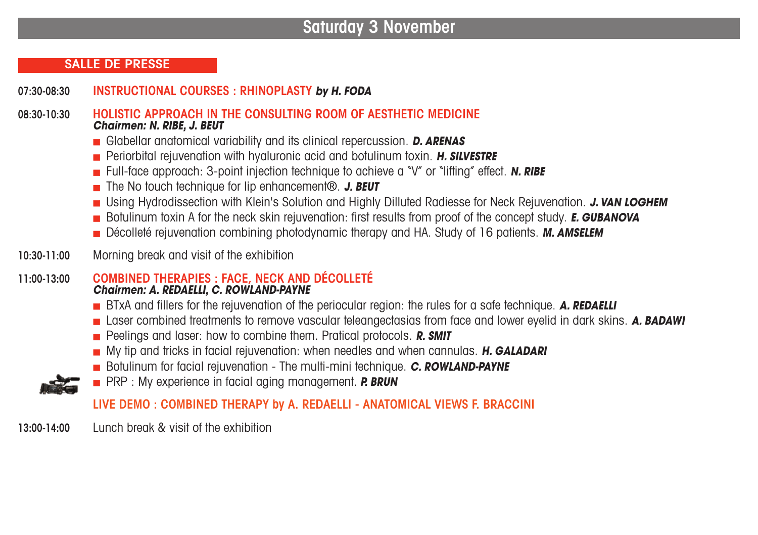# Saturday 3 November

## SALLE DE PRESSE

**07:30-08:30** INSTRUCTIONAL COURSES : RHINOPLASTY ***by H. FODA***

**08:30-10:30** HOLISTIC APPROACH IN THE CONSULTING ROOM OF AESTHETIC MEDICINE
***Chairmen: N. RIBE, J. BEUT***

- Glabellar anatomical variability and its clinical repercussion. ***D. ARENAS***
- Periorbital rejuvenation with hyaluronic acid and botulinum toxin. ***H. SILVESTRE***
- Full-face approach: 3-point injection technique to achieve a "V" or "lifting" effect. ***N. RIBE***
- The No touch technique for lip enhancement®. ***J. BEUT***
- Using Hydrodissection with Klein's Solution and Highly Dilluted Radiesse for Neck Rejuvenation. ***J. VAN LOGHEM***
- Botulinum toxin A for the neck skin rejuvenation: first results from proof of the concept study. ***E. GUBANOVA***
- Décolleté rejuvenation combining photodynamic therapy and HA. Study of 16 patients. ***M. AMSELEM***

**10:30-11:00** Morning break and visit of the exhibition

**11:00-13:00** COMBINED THERAPIES : FACE, NECK AND DÉCOLLETÉ
***Chairmen: A. REDAELLI, C. ROWLAND-PAYNE***

- BTxA and fillers for the rejuvenation of the periocular region: the rules for a safe technique. ***A. REDAELLI***
- Laser combined treatments to remove vascular teleangectasias from face and lower eyelid in dark skins. ***A. BADAWI***
- Peelings and laser: how to combine them. Pratical protocols. ***R. SMIT***
- My tip and tricks in facial rejuvenation: when needles and when cannulas. ***H. GALADARI***
- Botulinum for facial rejuvenation - The multi-mini technique. ***C. ROWLAND-PAYNE***
- PRP : My experience in facial aging management. ***P. BRUN***

LIVE DEMO : COMBINED THERAPY by A. REDAELLI - ANATOMICAL VIEWS F. BRACCINI

**13:00-14:00** Lunch break & visit of the exhibition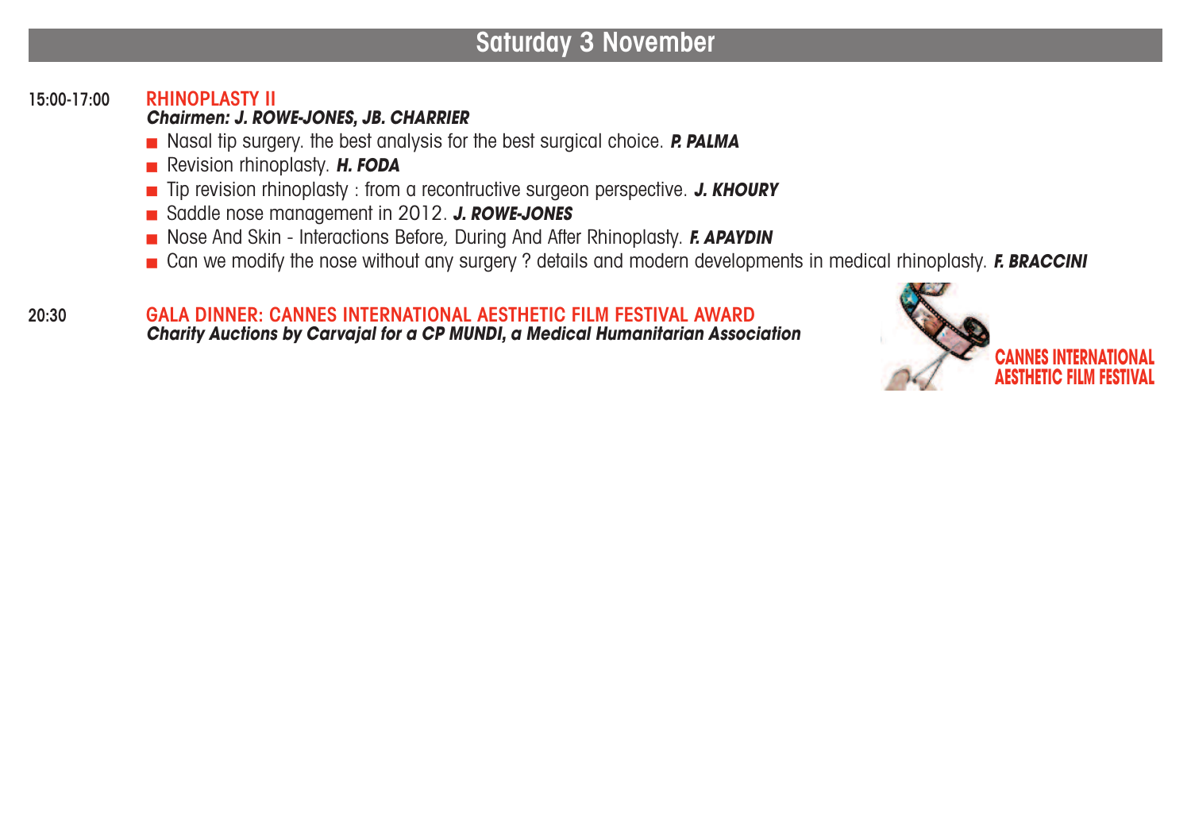## Saturday 3 November

**15:00-17:00** **RHINOPLASTY II**

***Chairmen: J. ROWE-JONES, JB. CHARRIER***

- Nasal tip surgery. the best analysis for the best surgical choice. ***P. PALMA***
- Revision rhinoplasty. ***H. FODA***
- Tip revision rhinoplasty : from a recontructive surgeon perspective. ***J. KHOURY***
- Saddle nose management in 2012. ***J. ROWE-JONES***
- Nose And Skin - Interactions Before, During And After Rhinoplasty. ***F. APAYDIN***
- Can we modify the nose without any surgery ? details and modern developments in medical rhinoplasty. ***F. BRACCINI***

**20:30** **GALA DINNER: CANNES INTERNATIONAL AESTHETIC FILM FESTIVAL AWARD**

***Charity Auctions by Carvajal for a CP MUNDI, a Medical Humanitarian Association***

CANNES INTERNATIONAL AESTHETIC FILM FESTIVAL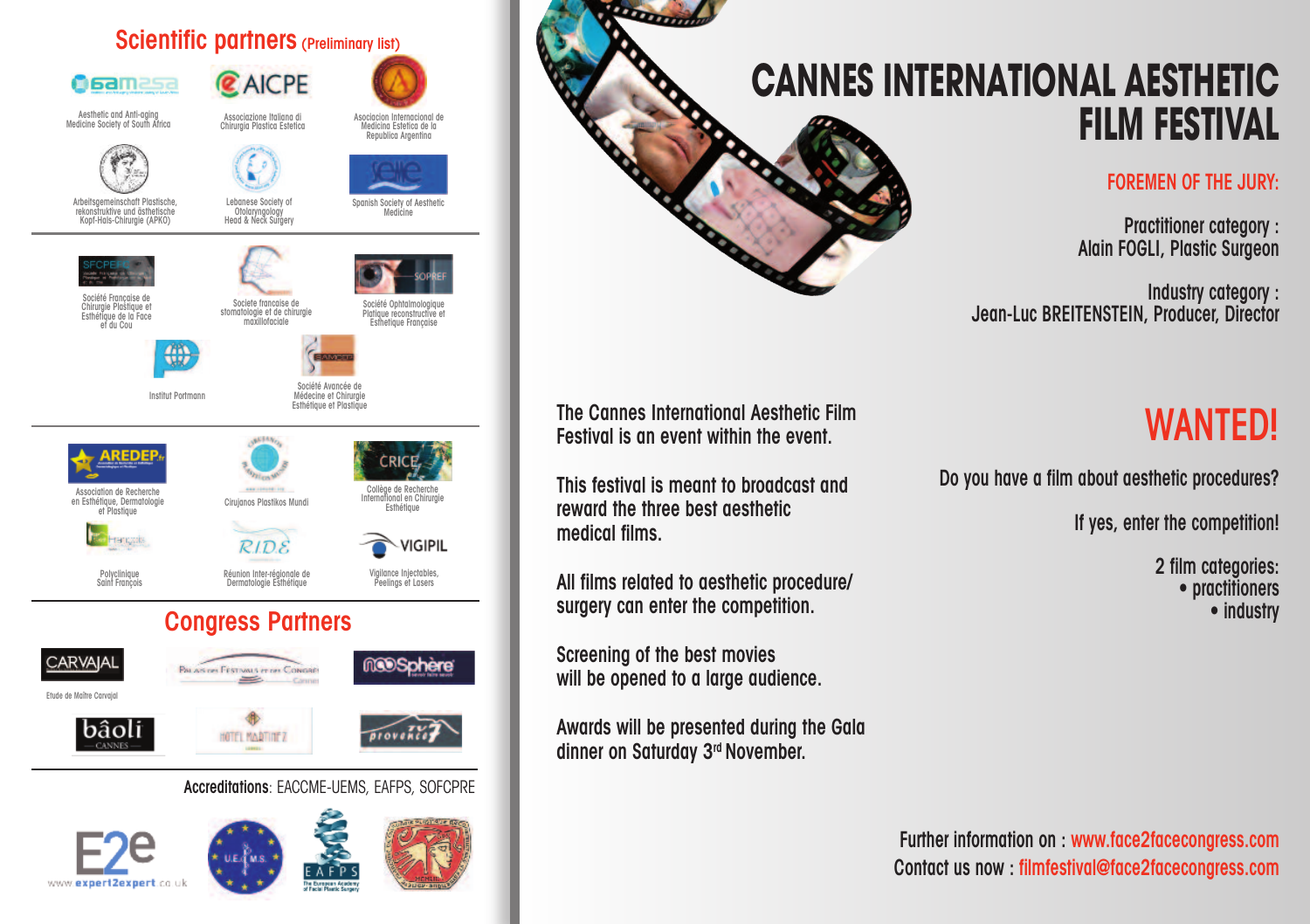## Scientific partners (Preliminary list)

Aesthetic and Anti-aging Medicine Society of South Africa

Associazione Italiana di Chirurgia Plastica Estetica

Asociacion Internacional de Medicina Estetica de la Republica Argentina

Arbeitsgemeinschaft Plastische, rekonstruktive und ästhetische Kopf-Hals-Chirurgie (APKO)

Lebanese Society of Otolaryngology Head & Neck Surgery

Spanish Society of Aesthetic Medicine

Société Française de Chirurgie Plastique et Esthétique de la Face et du Cou

Societe francaise de stomatologie et de chirurgie maxillofaciale

Société Ophtalmologique Plastique reconstructive et Esthetique Française

Institut Portmann

Société Avancée de Médecine et Chirurgie Esthétique et Plastique

Association de Recherche en Esthétique, Dermatologie et Plastique

Cirujanos Plastikos Mundi

Collège de Recherche International en Chirurgie Esthétique

Polyclinique Saint François

Réunion Inter-régionale de Dermatologie Esthétique

Vigilance Injectables, Peelings et Lasers

## Congress Partners

Etude de Maître Carvajal

**Accreditations**: EACCME-UEMS, EAFPS, SOFCPRE

www.expert2expert.co.uk

# CANNES INTERNATIONAL AESTHETIC FILM FESTIVAL

**FOREMEN OF THE JURY:**

Practitioner category :
Alain FOGLI, Plastic Surgeon

Industry category :
Jean-Luc BREITENSTEIN, Producer, Director

The Cannes International Aesthetic Film Festival is an event within the event.

This festival is meant to broadcast and reward the three best aesthetic medical films.

All films related to aesthetic procedure/surgery can enter the competition.

Screening of the best movies will be opened to a large audience.

Awards will be presented during the Gala dinner on Saturday 3rd November.

## WANTED!

Do you have a film about aesthetic procedures?

If yes, enter the competition!

2 film categories:
- practitioners
- industry

Further information on : www.face2facecongress.com
Contact us now : filmfestival@face2facecongress.com